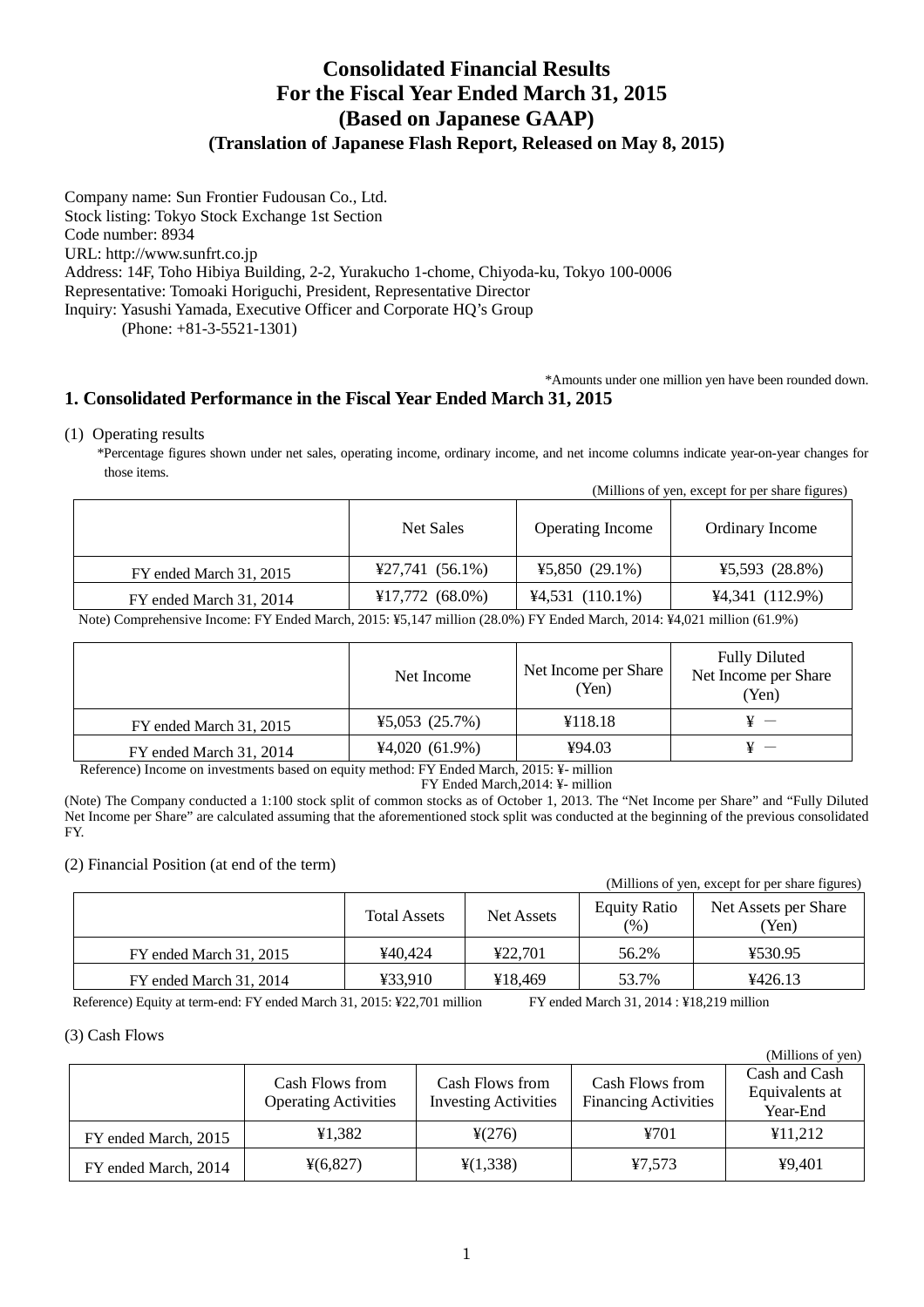# Consolidated Financial Results
# For the Fiscal Year Ended March 31, 2015
# (Based on Japanese GAAP)
### (Translation of Japanese Flash Report, Released on May 8, 2015)

Company name: Sun Frontier Fudousan Co., Ltd.
Stock listing: Tokyo Stock Exchange 1st Section
Code number: 8934
URL: http://www.sunfrt.co.jp
Address: 14F, Toho Hibiya Building, 2-2, Yurakucho 1-chome, Chiyoda-ku, Tokyo 100-0006
Representative: Tomoaki Horiguchi, President, Representative Director
Inquiry: Yasushi Yamada, Executive Officer and Corporate HQ's Group
(Phone: +81-3-5521-1301)

*Amounts under one million yen have been rounded down.

## 1. Consolidated Performance in the Fiscal Year Ended March 31, 2015

(1) Operating results

*Percentage figures shown under net sales, operating income, ordinary income, and net income columns indicate year-on-year changes for those items.

(Millions of yen, except for per share figures)

| | Net Sales | Operating Income | Ordinary Income |
|---|---|---|---|
| FY ended March 31, 2015 | ¥27,741 (56.1%) | ¥5,850 (29.1%) | ¥5,593 (28.8%) |
| FY ended March 31, 2014 | ¥17,772 (68.0%) | ¥4,531 (110.1%) | ¥4,341 (112.9%) |

Note) Comprehensive Income: FY Ended March, 2015: ¥5,147 million (28.0%) FY Ended March, 2014: ¥4,021 million (61.9%)

| | Net Income | Net Income per Share (Yen) | Fully Diluted Net Income per Share (Yen) |
|---|---|---|---|
| FY ended March 31, 2015 | ¥5,053 (25.7%) | ¥118.18 | ¥ － |
| FY ended March 31, 2014 | ¥4,020 (61.9%) | ¥94.03 | ¥ － |

Reference) Income on investments based on equity method: FY Ended March, 2015: ¥- million
FY Ended March,2014: ¥- million

(Note) The Company conducted a 1:100 stock split of common stocks as of October 1, 2013. The "Net Income per Share" and "Fully Diluted Net Income per Share" are calculated assuming that the aforementioned stock split was conducted at the beginning of the previous consolidated FY.

(2) Financial Position (at end of the term)

(Millions of yen, except for per share figures)

| | Total Assets | Net Assets | Equity Ratio (%) | Net Assets per Share (Yen) |
|---|---|---|---|---|
| FY ended March 31, 2015 | ¥40,424 | ¥22,701 | 56.2% | ¥530.95 |
| FY ended March 31, 2014 | ¥33,910 | ¥18,469 | 53.7% | ¥426.13 |

Reference) Equity at term-end: FY ended March 31, 2015: ¥22,701 million FY ended March 31, 2014 : ¥18,219 million

(3) Cash Flows

(Millions of yen)

| | Cash Flows from Operating Activities | Cash Flows from Investing Activities | Cash Flows from Financing Activities | Cash and Cash Equivalents at Year-End |
|---|---|---|---|---|
| FY ended March, 2015 | ¥1,382 | ¥(276) | ¥701 | ¥11,212 |
| FY ended March, 2014 | ¥(6,827) | ¥(1,338) | ¥7,573 | ¥9,401 |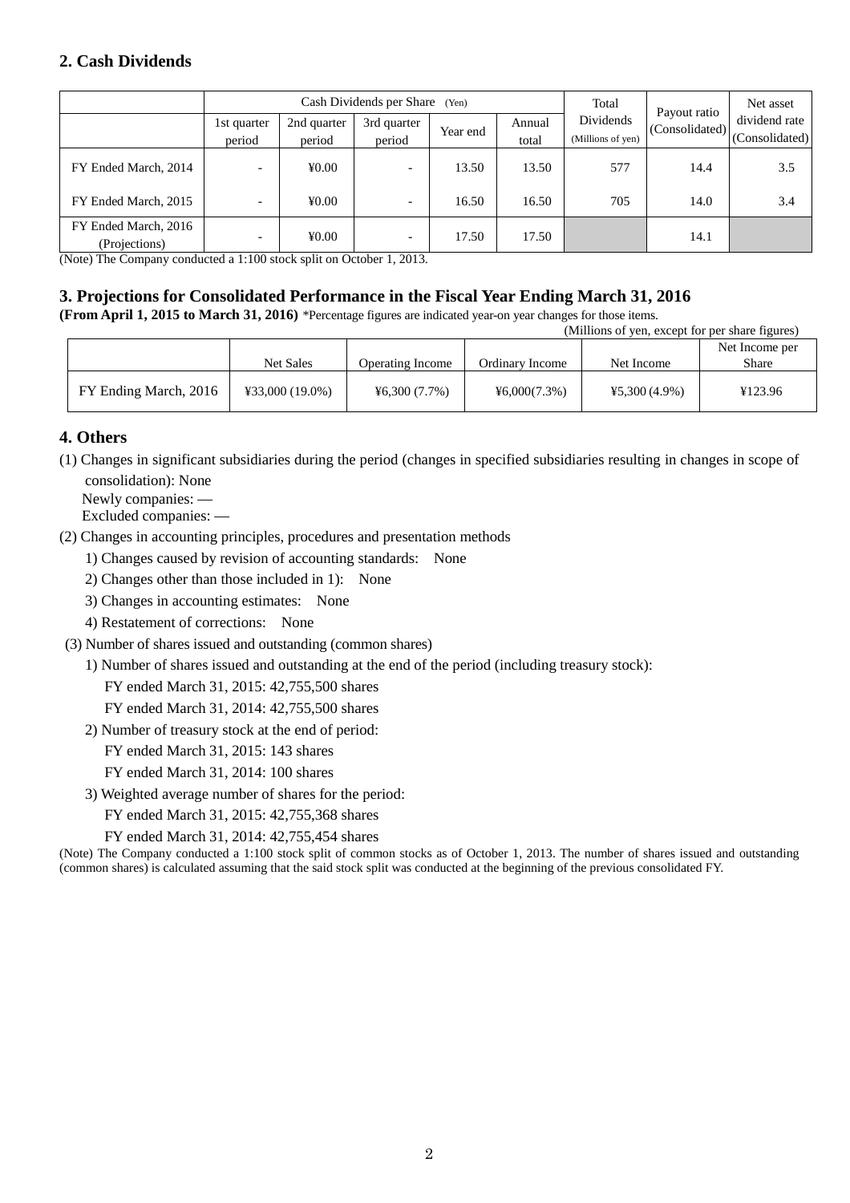## 2. Cash Dividends

| | Cash Dividends per Share (Yen) | | | | | Total Dividends (Millions of yen) | Payout ratio (Consolidated) | Net asset dividend rate (Consolidated) |
|---|---|---|---|---|---|---|---|---|
| | 1st quarter period | 2nd quarter period | 3rd quarter period | Year end | Annual total | | | |
| FY Ended March, 2014 | - | ¥0.00 | - | 13.50 | 13.50 | 577 | 14.4 | 3.5 |
| FY Ended March, 2015 | - | ¥0.00 | - | 16.50 | 16.50 | 705 | 14.0 | 3.4 |
| FY Ended March, 2016 (Projections) | - | ¥0.00 | - | 17.50 | 17.50 | | 14.1 | |

(Note) The Company conducted a 1:100 stock split on October 1, 2013.

## 3. Projections for Consolidated Performance in the Fiscal Year Ending March 31, 2016

**(From April 1, 2015 to March 31, 2016)** *Percentage figures are indicated year-on year changes for those items.

(Millions of yen, except for per share figures)

| | Net Sales | Operating Income | Ordinary Income | Net Income | Net Income per Share |
|---|---|---|---|---|---|
| FY Ending March, 2016 | ¥33,000 (19.0%) | ¥6,300 (7.7%) | ¥6,000(7.3%) | ¥5,300 (4.9%) | ¥123.96 |

## 4. Others

(1) Changes in significant subsidiaries during the period (changes in specified subsidiaries resulting in changes in scope of consolidation): None
   Newly companies: —
   Excluded companies: —

(2) Changes in accounting principles, procedures and presentation methods
   1) Changes caused by revision of accounting standards: None
   2) Changes other than those included in 1): None
   3) Changes in accounting estimates: None
   4) Restatement of corrections: None

(3) Number of shares issued and outstanding (common shares)
   1) Number of shares issued and outstanding at the end of the period (including treasury stock):
      FY ended March 31, 2015: 42,755,500 shares
      FY ended March 31, 2014: 42,755,500 shares
   2) Number of treasury stock at the end of period:
      FY ended March 31, 2015: 143 shares
      FY ended March 31, 2014: 100 shares
   3) Weighted average number of shares for the period:
      FY ended March 31, 2015: 42,755,368 shares
      FY ended March 31, 2014: 42,755,454 shares

(Note) The Company conducted a 1:100 stock split of common stocks as of October 1, 2013. The number of shares issued and outstanding (common shares) is calculated assuming that the said stock split was conducted at the beginning of the previous consolidated FY.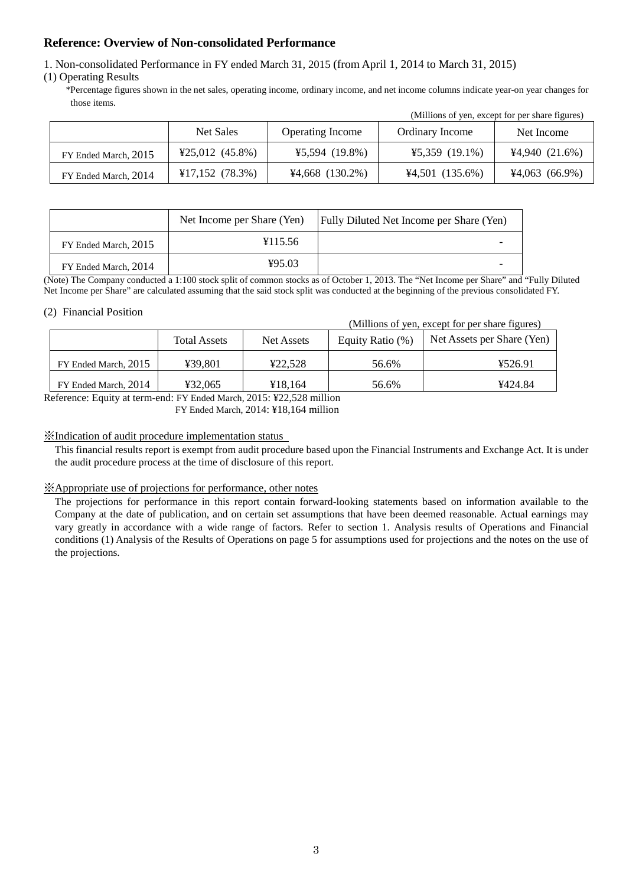## Reference: Overview of Non-consolidated Performance

1. Non-consolidated Performance in FY ended March 31, 2015 (from April 1, 2014 to March 31, 2015)

(1) Operating Results

*Percentage figures shown in the net sales, operating income, ordinary income, and net income columns indicate year-on year changes for those items.

(Millions of yen, except for per share figures)

| | Net Sales | Operating Income | Ordinary Income | Net Income |
|---|---|---|---|---|
| FY Ended March, 2015 | ¥25,012 (45.8%) | ¥5,594 (19.8%) | ¥5,359 (19.1%) | ¥4,940 (21.6%) |
| FY Ended March, 2014 | ¥17,152 (78.3%) | ¥4,668 (130.2%) | ¥4,501 (135.6%) | ¥4,063 (66.9%) |

| | Net Income per Share (Yen) | Fully Diluted Net Income per Share (Yen) |
|---|---|---|
| FY Ended March, 2015 | ¥115.56 | - |
| FY Ended March, 2014 | ¥95.03 | - |

(Note) The Company conducted a 1:100 stock split of common stocks as of October 1, 2013. The "Net Income per Share" and "Fully Diluted Net Income per Share" are calculated assuming that the said stock split was conducted at the beginning of the previous consolidated FY.

(2) Financial Position

(Millions of yen, except for per share figures)

| | Total Assets | Net Assets | Equity Ratio (%) | Net Assets per Share (Yen) |
|---|---|---|---|---|
| FY Ended March, 2015 | ¥39,801 | ¥22,528 | 56.6% | ¥526.91 |
| FY Ended March, 2014 | ¥32,065 | ¥18,164 | 56.6% | ¥424.84 |

Reference: Equity at term-end: FY Ended March, 2015: ¥22,528 million
FY Ended March, 2014: ¥18,164 million

※Indication of audit procedure implementation status

This financial results report is exempt from audit procedure based upon the Financial Instruments and Exchange Act. It is under the audit procedure process at the time of disclosure of this report.

※Appropriate use of projections for performance, other notes

The projections for performance in this report contain forward-looking statements based on information available to the Company at the date of publication, and on certain set assumptions that have been deemed reasonable. Actual earnings may vary greatly in accordance with a wide range of factors. Refer to section 1. Analysis results of Operations and Financial conditions (1) Analysis of the Results of Operations on page 5 for assumptions used for projections and the notes on the use of the projections.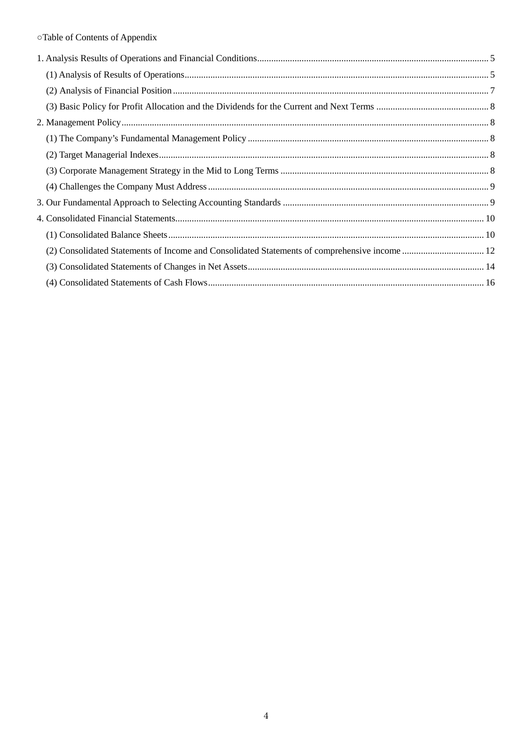○Table of Contents of Appendix

1. Analysis Results of Operations and Financial Conditions .......... 5
   - (1) Analysis of Results of Operations .......... 5
   - (2) Analysis of Financial Position .......... 7
   - (3) Basic Policy for Profit Allocation and the Dividends for the Current and Next Terms .......... 8
2. Management Policy .......... 8
   - (1) The Company's Fundamental Management Policy .......... 8
   - (2) Target Managerial Indexes .......... 8
   - (3) Corporate Management Strategy in the Mid to Long Terms .......... 8
   - (4) Challenges the Company Must Address .......... 9
3. Our Fundamental Approach to Selecting Accounting Standards .......... 9
4. Consolidated Financial Statements .......... 10
   - (1) Consolidated Balance Sheets .......... 10
   - (2) Consolidated Statements of Income and Consolidated Statements of comprehensive income .......... 12
   - (3) Consolidated Statements of Changes in Net Assets .......... 14
   - (4) Consolidated Statements of Cash Flows .......... 16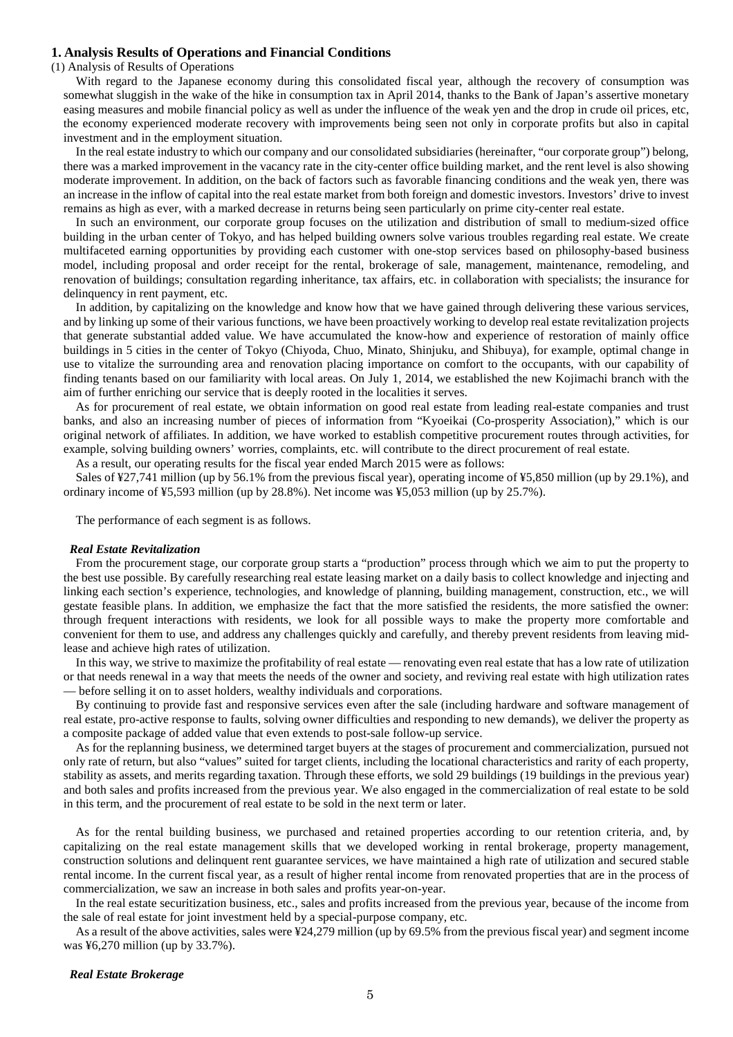## 1. Analysis Results of Operations and Financial Conditions

(1) Analysis of Results of Operations

With regard to the Japanese economy during this consolidated fiscal year, although the recovery of consumption was somewhat sluggish in the wake of the hike in consumption tax in April 2014, thanks to the Bank of Japan's assertive monetary easing measures and mobile financial policy as well as under the influence of the weak yen and the drop in crude oil prices, etc, the economy experienced moderate recovery with improvements being seen not only in corporate profits but also in capital investment and in the employment situation.

In the real estate industry to which our company and our consolidated subsidiaries (hereinafter, "our corporate group") belong, there was a marked improvement in the vacancy rate in the city-center office building market, and the rent level is also showing moderate improvement. In addition, on the back of factors such as favorable financing conditions and the weak yen, there was an increase in the inflow of capital into the real estate market from both foreign and domestic investors. Investors' drive to invest remains as high as ever, with a marked decrease in returns being seen particularly on prime city-center real estate.

In such an environment, our corporate group focuses on the utilization and distribution of small to medium-sized office building in the urban center of Tokyo, and has helped building owners solve various troubles regarding real estate. We create multifaceted earning opportunities by providing each customer with one-stop services based on philosophy-based business model, including proposal and order receipt for the rental, brokerage of sale, management, maintenance, remodeling, and renovation of buildings; consultation regarding inheritance, tax affairs, etc. in collaboration with specialists; the insurance for delinquency in rent payment, etc.

In addition, by capitalizing on the knowledge and know how that we have gained through delivering these various services, and by linking up some of their various functions, we have been proactively working to develop real estate revitalization projects that generate substantial added value. We have accumulated the know-how and experience of restoration of mainly office buildings in 5 cities in the center of Tokyo (Chiyoda, Chuo, Minato, Shinjuku, and Shibuya), for example, optimal change in use to vitalize the surrounding area and renovation placing importance on comfort to the occupants, with our capability of finding tenants based on our familiarity with local areas. On July 1, 2014, we established the new Kojimachi branch with the aim of further enriching our service that is deeply rooted in the localities it serves.

As for procurement of real estate, we obtain information on good real estate from leading real-estate companies and trust banks, and also an increasing number of pieces of information from "Kyoeikai (Co-prosperity Association)," which is our original network of affiliates. In addition, we have worked to establish competitive procurement routes through activities, for example, solving building owners' worries, complaints, etc. will contribute to the direct procurement of real estate.

As a result, our operating results for the fiscal year ended March 2015 were as follows:

Sales of ¥27,741 million (up by 56.1% from the previous fiscal year), operating income of ¥5,850 million (up by 29.1%), and ordinary income of ¥5,593 million (up by 28.8%). Net income was ¥5,053 million (up by 25.7%).

The performance of each segment is as follows.

### *Real Estate Revitalization*

From the procurement stage, our corporate group starts a "production" process through which we aim to put the property to the best use possible. By carefully researching real estate leasing market on a daily basis to collect knowledge and injecting and linking each section's experience, technologies, and knowledge of planning, building management, construction, etc., we will gestate feasible plans. In addition, we emphasize the fact that the more satisfied the residents, the more satisfied the owner: through frequent interactions with residents, we look for all possible ways to make the property more comfortable and convenient for them to use, and address any challenges quickly and carefully, and thereby prevent residents from leaving mid-lease and achieve high rates of utilization.

In this way, we strive to maximize the profitability of real estate — renovating even real estate that has a low rate of utilization or that needs renewal in a way that meets the needs of the owner and society, and reviving real estate with high utilization rates — before selling it on to asset holders, wealthy individuals and corporations.

By continuing to provide fast and responsive services even after the sale (including hardware and software management of real estate, pro-active response to faults, solving owner difficulties and responding to new demands), we deliver the property as a composite package of added value that even extends to post-sale follow-up service.

As for the replanning business, we determined target buyers at the stages of procurement and commercialization, pursued not only rate of return, but also "values" suited for target clients, including the locational characteristics and rarity of each property, stability as assets, and merits regarding taxation. Through these efforts, we sold 29 buildings (19 buildings in the previous year) and both sales and profits increased from the previous year. We also engaged in the commercialization of real estate to be sold in this term, and the procurement of real estate to be sold in the next term or later.

As for the rental building business, we purchased and retained properties according to our retention criteria, and, by capitalizing on the real estate management skills that we developed working in rental brokerage, property management, construction solutions and delinquent rent guarantee services, we have maintained a high rate of utilization and secured stable rental income. In the current fiscal year, as a result of higher rental income from renovated properties that are in the process of commercialization, we saw an increase in both sales and profits year-on-year.

In the real estate securitization business, etc., sales and profits increased from the previous year, because of the income from the sale of real estate for joint investment held by a special-purpose company, etc.

As a result of the above activities, sales were ¥24,279 million (up by 69.5% from the previous fiscal year) and segment income was ¥6,270 million (up by 33.7%).

### *Real Estate Brokerage*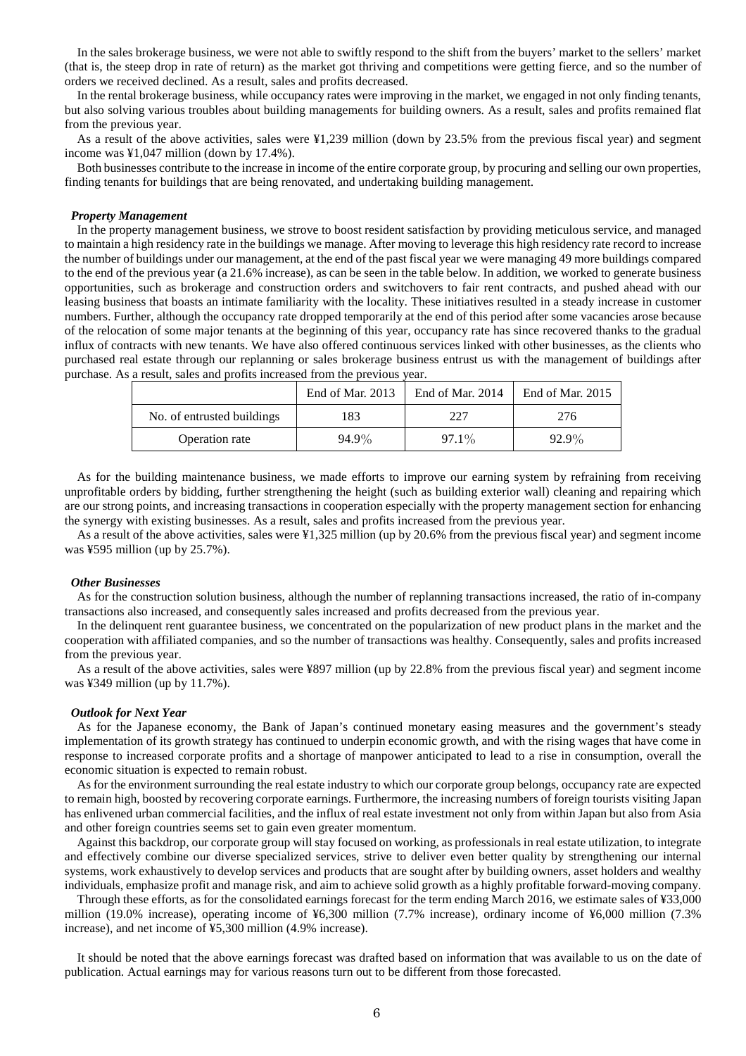In the sales brokerage business, we were not able to swiftly respond to the shift from the buyers' market to the sellers' market (that is, the steep drop in rate of return) as the market got thriving and competitions were getting fierce, and so the number of orders we received declined. As a result, sales and profits decreased.

In the rental brokerage business, while occupancy rates were improving in the market, we engaged in not only finding tenants, but also solving various troubles about building managements for building owners. As a result, sales and profits remained flat from the previous year.

As a result of the above activities, sales were ¥1,239 million (down by 23.5% from the previous fiscal year) and segment income was ¥1,047 million (down by 17.4%).

Both businesses contribute to the increase in income of the entire corporate group, by procuring and selling our own properties, finding tenants for buildings that are being renovated, and undertaking building management.

***Property Management***

In the property management business, we strove to boost resident satisfaction by providing meticulous service, and managed to maintain a high residency rate in the buildings we manage. After moving to leverage this high residency rate record to increase the number of buildings under our management, at the end of the past fiscal year we were managing 49 more buildings compared to the end of the previous year (a 21.6% increase), as can be seen in the table below. In addition, we worked to generate business opportunities, such as brokerage and construction orders and switchovers to fair rent contracts, and pushed ahead with our leasing business that boasts an intimate familiarity with the locality. These initiatives resulted in a steady increase in customer numbers. Further, although the occupancy rate dropped temporarily at the end of this period after some vacancies arose because of the relocation of some major tenants at the beginning of this year, occupancy rate has since recovered thanks to the gradual influx of contracts with new tenants. We have also offered continuous services linked with other businesses, as the clients who purchased real estate through our replanning or sales brokerage business entrust us with the management of buildings after purchase. As a result, sales and profits increased from the previous year.

| | End of Mar. 2013 | End of Mar. 2014 | End of Mar. 2015 |
|---|---|---|---|
| No. of entrusted buildings | 183 | 227 | 276 |
| Operation rate | 94.9% | 97.1% | 92.9% |

As for the building maintenance business, we made efforts to improve our earning system by refraining from receiving unprofitable orders by bidding, further strengthening the height (such as building exterior wall) cleaning and repairing which are our strong points, and increasing transactions in cooperation especially with the property management section for enhancing the synergy with existing businesses. As a result, sales and profits increased from the previous year.

As a result of the above activities, sales were ¥1,325 million (up by 20.6% from the previous fiscal year) and segment income was ¥595 million (up by 25.7%).

***Other Businesses***

As for the construction solution business, although the number of replanning transactions increased, the ratio of in-company transactions also increased, and consequently sales increased and profits decreased from the previous year.

In the delinquent rent guarantee business, we concentrated on the popularization of new product plans in the market and the cooperation with affiliated companies, and so the number of transactions was healthy. Consequently, sales and profits increased from the previous year.

As a result of the above activities, sales were ¥897 million (up by 22.8% from the previous fiscal year) and segment income was ¥349 million (up by 11.7%).

***Outlook for Next Year***

As for the Japanese economy, the Bank of Japan's continued monetary easing measures and the government's steady implementation of its growth strategy has continued to underpin economic growth, and with the rising wages that have come in response to increased corporate profits and a shortage of manpower anticipated to lead to a rise in consumption, overall the economic situation is expected to remain robust.

As for the environment surrounding the real estate industry to which our corporate group belongs, occupancy rate are expected to remain high, boosted by recovering corporate earnings. Furthermore, the increasing numbers of foreign tourists visiting Japan has enlivened urban commercial facilities, and the influx of real estate investment not only from within Japan but also from Asia and other foreign countries seems set to gain even greater momentum.

Against this backdrop, our corporate group will stay focused on working, as professionals in real estate utilization, to integrate and effectively combine our diverse specialized services, strive to deliver even better quality by strengthening our internal systems, work exhaustively to develop services and products that are sought after by building owners, asset holders and wealthy individuals, emphasize profit and manage risk, and aim to achieve solid growth as a highly profitable forward-moving company.

Through these efforts, as for the consolidated earnings forecast for the term ending March 2016, we estimate sales of ¥33,000 million (19.0% increase), operating income of ¥6,300 million (7.7% increase), ordinary income of ¥6,000 million (7.3% increase), and net income of ¥5,300 million (4.9% increase).

It should be noted that the above earnings forecast was drafted based on information that was available to us on the date of publication. Actual earnings may for various reasons turn out to be different from those forecasted.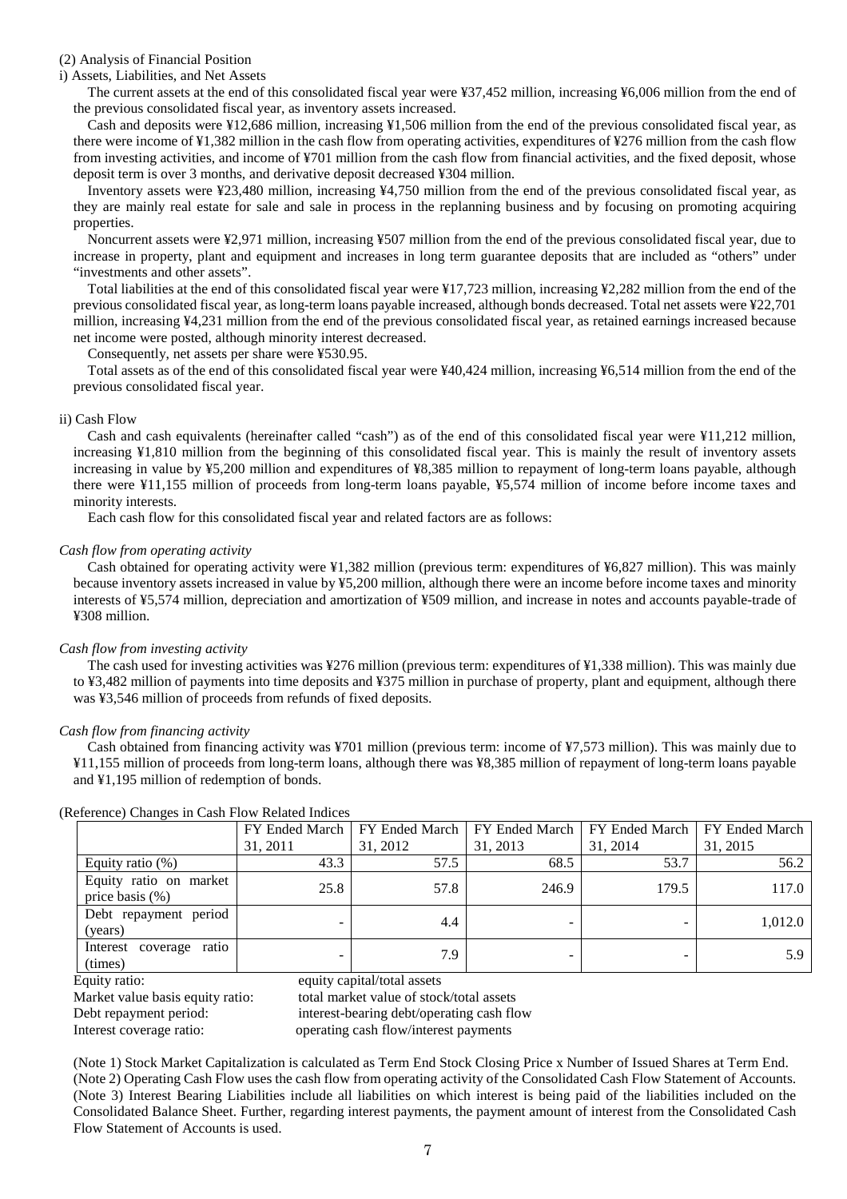(2) Analysis of Financial Position

i) Assets, Liabilities, and Net Assets

The current assets at the end of this consolidated fiscal year were ¥37,452 million, increasing ¥6,006 million from the end of the previous consolidated fiscal year, as inventory assets increased.

Cash and deposits were ¥12,686 million, increasing ¥1,506 million from the end of the previous consolidated fiscal year, as there were income of ¥1,382 million in the cash flow from operating activities, expenditures of ¥276 million from the cash flow from investing activities, and income of ¥701 million from the cash flow from financial activities, and the fixed deposit, whose deposit term is over 3 months, and derivative deposit decreased ¥304 million.

Inventory assets were ¥23,480 million, increasing ¥4,750 million from the end of the previous consolidated fiscal year, as they are mainly real estate for sale and sale in process in the replanning business and by focusing on promoting acquiring properties.

Noncurrent assets were ¥2,971 million, increasing ¥507 million from the end of the previous consolidated fiscal year, due to increase in property, plant and equipment and increases in long term guarantee deposits that are included as "others" under "investments and other assets".

Total liabilities at the end of this consolidated fiscal year were ¥17,723 million, increasing ¥2,282 million from the end of the previous consolidated fiscal year, as long-term loans payable increased, although bonds decreased. Total net assets were ¥22,701 million, increasing ¥4,231 million from the end of the previous consolidated fiscal year, as retained earnings increased because net income were posted, although minority interest decreased.

Consequently, net assets per share were ¥530.95.

Total assets as of the end of this consolidated fiscal year were ¥40,424 million, increasing ¥6,514 million from the end of the previous consolidated fiscal year.

ii) Cash Flow

Cash and cash equivalents (hereinafter called "cash") as of the end of this consolidated fiscal year were ¥11,212 million, increasing ¥1,810 million from the beginning of this consolidated fiscal year. This is mainly the result of inventory assets increasing in value by ¥5,200 million and expenditures of ¥8,385 million to repayment of long-term loans payable, although there were ¥11,155 million of proceeds from long-term loans payable, ¥5,574 million of income before income taxes and minority interests.

Each cash flow for this consolidated fiscal year and related factors are as follows:

*Cash flow from operating activity*

Cash obtained for operating activity were ¥1,382 million (previous term: expenditures of ¥6,827 million). This was mainly because inventory assets increased in value by ¥5,200 million, although there were an income before income taxes and minority interests of ¥5,574 million, depreciation and amortization of ¥509 million, and increase in notes and accounts payable-trade of ¥308 million.

*Cash flow from investing activity*

The cash used for investing activities was ¥276 million (previous term: expenditures of ¥1,338 million). This was mainly due to ¥3,482 million of payments into time deposits and ¥375 million in purchase of property, plant and equipment, although there was ¥3,546 million of proceeds from refunds of fixed deposits.

*Cash flow from financing activity*

Cash obtained from financing activity was ¥701 million (previous term: income of ¥7,573 million). This was mainly due to ¥11,155 million of proceeds from long-term loans, although there was ¥8,385 million of repayment of long-term loans payable and ¥1,195 million of redemption of bonds.

(Reference) Changes in Cash Flow Related Indices

| | FY Ended March 31, 2011 | FY Ended March 31, 2012 | FY Ended March 31, 2013 | FY Ended March 31, 2014 | FY Ended March 31, 2015 |
|---|---|---|---|---|---|
| Equity ratio (%) | 43.3 | 57.5 | 68.5 | 53.7 | 56.2 |
| Equity ratio on market price basis (%) | 25.8 | 57.8 | 246.9 | 179.5 | 117.0 |
| Debt repayment period (years) | - | 4.4 | - | - | 1,012.0 |
| Interest coverage ratio (times) | - | 7.9 | - | - | 5.9 |

Equity ratio: equity capital/total assets
Market value basis equity ratio: total market value of stock/total assets
Debt repayment period: interest-bearing debt/operating cash flow
Interest coverage ratio: operating cash flow/interest payments

(Note 1) Stock Market Capitalization is calculated as Term End Stock Closing Price x Number of Issued Shares at Term End.
(Note 2) Operating Cash Flow uses the cash flow from operating activity of the Consolidated Cash Flow Statement of Accounts.
(Note 3) Interest Bearing Liabilities include all liabilities on which interest is being paid of the liabilities included on the Consolidated Balance Sheet. Further, regarding interest payments, the payment amount of interest from the Consolidated Cash Flow Statement of Accounts is used.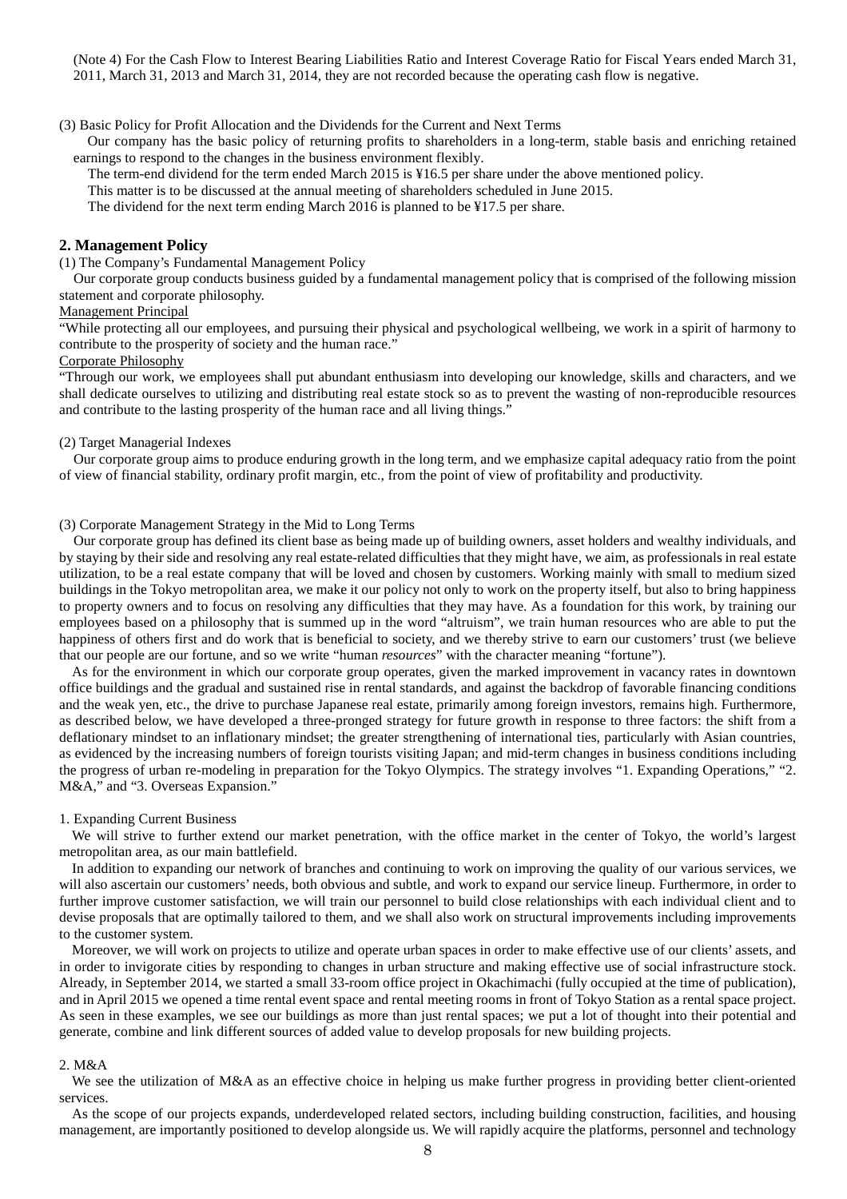(Note 4) For the Cash Flow to Interest Bearing Liabilities Ratio and Interest Coverage Ratio for Fiscal Years ended March 31, 2011, March 31, 2013 and March 31, 2014, they are not recorded because the operating cash flow is negative.

(3) Basic Policy for Profit Allocation and the Dividends for the Current and Next Terms

Our company has the basic policy of returning profits to shareholders in a long-term, stable basis and enriching retained earnings to respond to the changes in the business environment flexibly.

The term-end dividend for the term ended March 2015 is ¥16.5 per share under the above mentioned policy.

This matter is to be discussed at the annual meeting of shareholders scheduled in June 2015.

The dividend for the next term ending March 2016 is planned to be ¥17.5 per share.

## 2. Management Policy

(1) The Company's Fundamental Management Policy

Our corporate group conducts business guided by a fundamental management policy that is comprised of the following mission statement and corporate philosophy.

Management Principal

"While protecting all our employees, and pursuing their physical and psychological wellbeing, we work in a spirit of harmony to contribute to the prosperity of society and the human race."

Corporate Philosophy

"Through our work, we employees shall put abundant enthusiasm into developing our knowledge, skills and characters, and we shall dedicate ourselves to utilizing and distributing real estate stock so as to prevent the wasting of non-reproducible resources and contribute to the lasting prosperity of the human race and all living things."

(2) Target Managerial Indexes

Our corporate group aims to produce enduring growth in the long term, and we emphasize capital adequacy ratio from the point of view of financial stability, ordinary profit margin, etc., from the point of view of profitability and productivity.

(3) Corporate Management Strategy in the Mid to Long Terms

Our corporate group has defined its client base as being made up of building owners, asset holders and wealthy individuals, and by staying by their side and resolving any real estate-related difficulties that they might have, we aim, as professionals in real estate utilization, to be a real estate company that will be loved and chosen by customers. Working mainly with small to medium sized buildings in the Tokyo metropolitan area, we make it our policy not only to work on the property itself, but also to bring happiness to property owners and to focus on resolving any difficulties that they may have. As a foundation for this work, by training our employees based on a philosophy that is summed up in the word "altruism", we train human resources who are able to put the happiness of others first and do work that is beneficial to society, and we thereby strive to earn our customers' trust (we believe that our people are our fortune, and so we write "human *resources*" with the character meaning "fortune").

As for the environment in which our corporate group operates, given the marked improvement in vacancy rates in downtown office buildings and the gradual and sustained rise in rental standards, and against the backdrop of favorable financing conditions and the weak yen, etc., the drive to purchase Japanese real estate, primarily among foreign investors, remains high. Furthermore, as described below, we have developed a three-pronged strategy for future growth in response to three factors: the shift from a deflationary mindset to an inflationary mindset; the greater strengthening of international ties, particularly with Asian countries, as evidenced by the increasing numbers of foreign tourists visiting Japan; and mid-term changes in business conditions including the progress of urban re-modeling in preparation for the Tokyo Olympics. The strategy involves "1. Expanding Operations," "2. M&A," and "3. Overseas Expansion."

1. Expanding Current Business

We will strive to further extend our market penetration, with the office market in the center of Tokyo, the world's largest metropolitan area, as our main battlefield.

In addition to expanding our network of branches and continuing to work on improving the quality of our various services, we will also ascertain our customers' needs, both obvious and subtle, and work to expand our service lineup. Furthermore, in order to further improve customer satisfaction, we will train our personnel to build close relationships with each individual client and to devise proposals that are optimally tailored to them, and we shall also work on structural improvements including improvements to the customer system.

Moreover, we will work on projects to utilize and operate urban spaces in order to make effective use of our clients' assets, and in order to invigorate cities by responding to changes in urban structure and making effective use of social infrastructure stock. Already, in September 2014, we started a small 33-room office project in Okachimachi (fully occupied at the time of publication), and in April 2015 we opened a time rental event space and rental meeting rooms in front of Tokyo Station as a rental space project. As seen in these examples, we see our buildings as more than just rental spaces; we put a lot of thought into their potential and generate, combine and link different sources of added value to develop proposals for new building projects.

2. M&A

We see the utilization of M&A as an effective choice in helping us make further progress in providing better client-oriented services.

As the scope of our projects expands, underdeveloped related sectors, including building construction, facilities, and housing management, are importantly positioned to develop alongside us. We will rapidly acquire the platforms, personnel and technology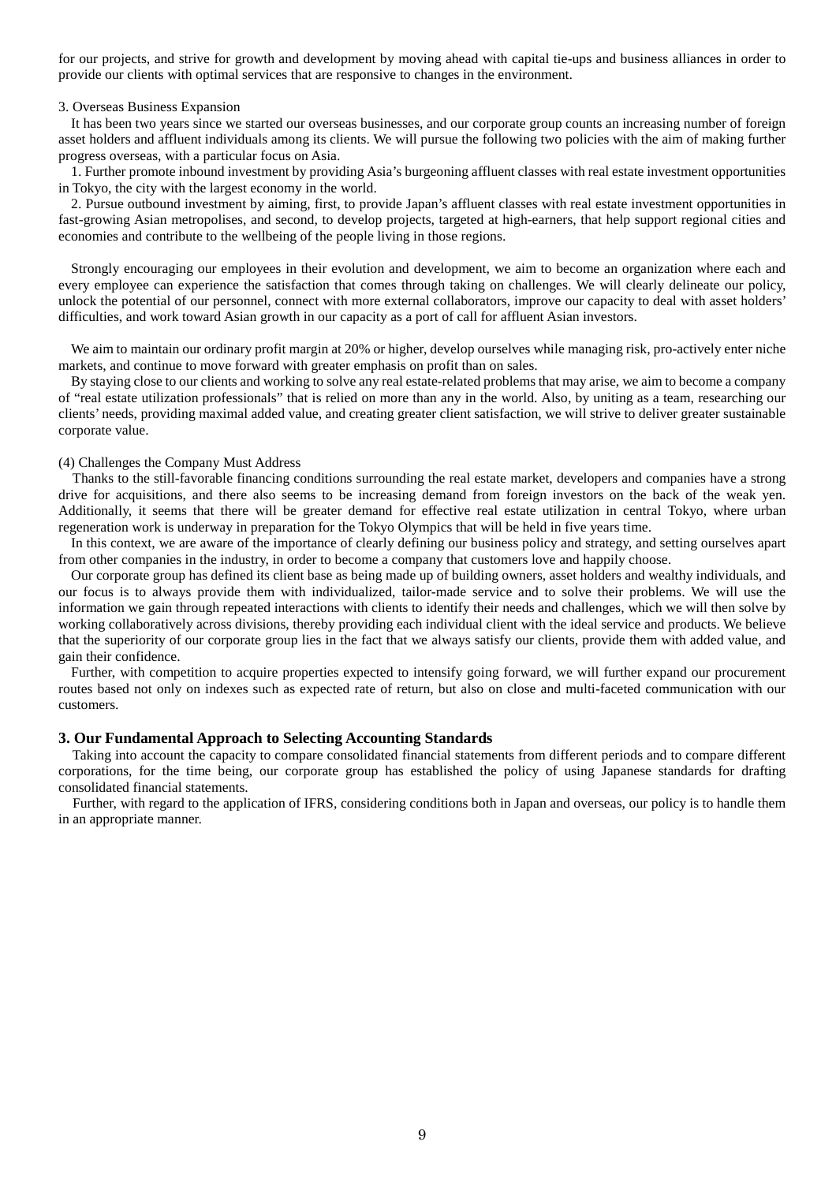for our projects, and strive for growth and development by moving ahead with capital tie-ups and business alliances in order to provide our clients with optimal services that are responsive to changes in the environment.

3. Overseas Business Expansion

It has been two years since we started our overseas businesses, and our corporate group counts an increasing number of foreign asset holders and affluent individuals among its clients. We will pursue the following two policies with the aim of making further progress overseas, with a particular focus on Asia.

1. Further promote inbound investment by providing Asia's burgeoning affluent classes with real estate investment opportunities in Tokyo, the city with the largest economy in the world.

2. Pursue outbound investment by aiming, first, to provide Japan's affluent classes with real estate investment opportunities in fast-growing Asian metropolises, and second, to develop projects, targeted at high-earners, that help support regional cities and economies and contribute to the wellbeing of the people living in those regions.

Strongly encouraging our employees in their evolution and development, we aim to become an organization where each and every employee can experience the satisfaction that comes through taking on challenges. We will clearly delineate our policy, unlock the potential of our personnel, connect with more external collaborators, improve our capacity to deal with asset holders' difficulties, and work toward Asian growth in our capacity as a port of call for affluent Asian investors.

We aim to maintain our ordinary profit margin at 20% or higher, develop ourselves while managing risk, pro-actively enter niche markets, and continue to move forward with greater emphasis on profit than on sales.

By staying close to our clients and working to solve any real estate-related problems that may arise, we aim to become a company of "real estate utilization professionals" that is relied on more than any in the world. Also, by uniting as a team, researching our clients' needs, providing maximal added value, and creating greater client satisfaction, we will strive to deliver greater sustainable corporate value.

(4) Challenges the Company Must Address

Thanks to the still-favorable financing conditions surrounding the real estate market, developers and companies have a strong drive for acquisitions, and there also seems to be increasing demand from foreign investors on the back of the weak yen. Additionally, it seems that there will be greater demand for effective real estate utilization in central Tokyo, where urban regeneration work is underway in preparation for the Tokyo Olympics that will be held in five years time.

In this context, we are aware of the importance of clearly defining our business policy and strategy, and setting ourselves apart from other companies in the industry, in order to become a company that customers love and happily choose.

Our corporate group has defined its client base as being made up of building owners, asset holders and wealthy individuals, and our focus is to always provide them with individualized, tailor-made service and to solve their problems. We will use the information we gain through repeated interactions with clients to identify their needs and challenges, which we will then solve by working collaboratively across divisions, thereby providing each individual client with the ideal service and products. We believe that the superiority of our corporate group lies in the fact that we always satisfy our clients, provide them with added value, and gain their confidence.

Further, with competition to acquire properties expected to intensify going forward, we will further expand our procurement routes based not only on indexes such as expected rate of return, but also on close and multi-faceted communication with our customers.

## 3. Our Fundamental Approach to Selecting Accounting Standards

Taking into account the capacity to compare consolidated financial statements from different periods and to compare different corporations, for the time being, our corporate group has established the policy of using Japanese standards for drafting consolidated financial statements.

Further, with regard to the application of IFRS, considering conditions both in Japan and overseas, our policy is to handle them in an appropriate manner.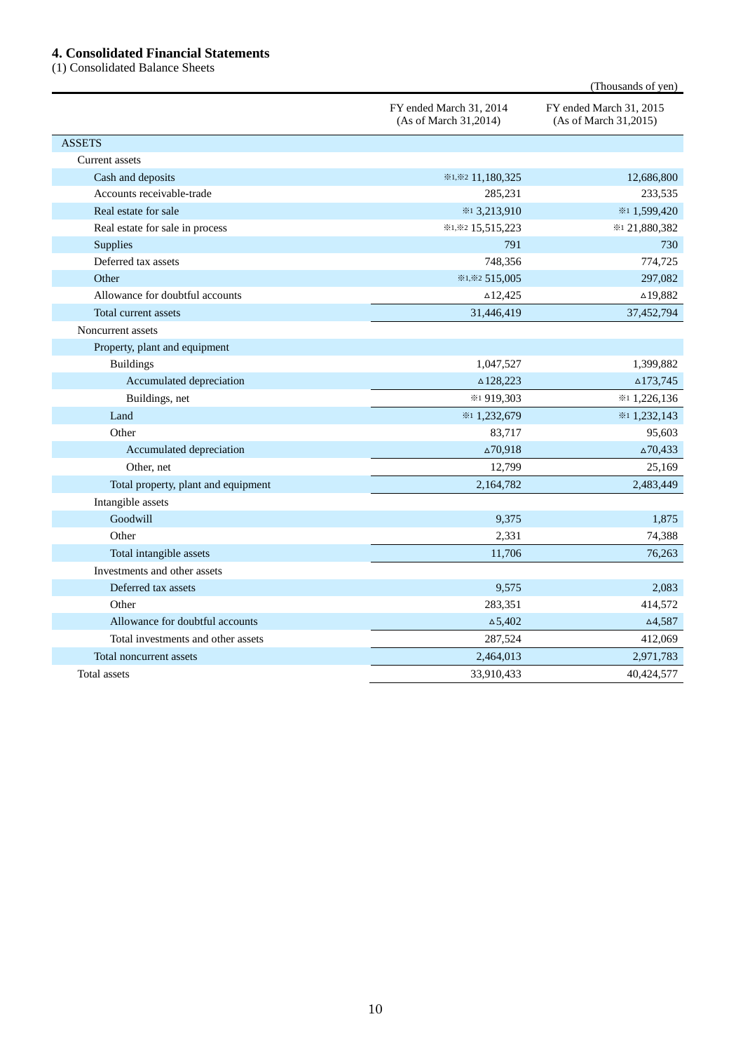## 4. Consolidated Financial Statements

(1) Consolidated Balance Sheets

(Thousands of yen)

| | FY ended March 31, 2014 (As of March 31,2014) | FY ended March 31, 2015 (As of March 31,2015) |
|---|---|---|
| ASSETS | | |
| Current assets | | |
| Cash and deposits | ※1,※2 11,180,325 | 12,686,800 |
| Accounts receivable-trade | 285,231 | 233,535 |
| Real estate for sale | ※1 3,213,910 | ※1 1,599,420 |
| Real estate for sale in process | ※1,※2 15,515,223 | ※1 21,880,382 |
| Supplies | 791 | 730 |
| Deferred tax assets | 748,356 | 774,725 |
| Other | ※1,※2 515,005 | 297,082 |
| Allowance for doubtful accounts | △12,425 | △19,882 |
| Total current assets | 31,446,419 | 37,452,794 |
| Noncurrent assets | | |
| Property, plant and equipment | | |
| Buildings | 1,047,527 | 1,399,882 |
| Accumulated depreciation | △128,223 | △173,745 |
| Buildings, net | ※1 919,303 | ※1 1,226,136 |
| Land | ※1 1,232,679 | ※1 1,232,143 |
| Other | 83,717 | 95,603 |
| Accumulated depreciation | △70,918 | △70,433 |
| Other, net | 12,799 | 25,169 |
| Total property, plant and equipment | 2,164,782 | 2,483,449 |
| Intangible assets | | |
| Goodwill | 9,375 | 1,875 |
| Other | 2,331 | 74,388 |
| Total intangible assets | 11,706 | 76,263 |
| Investments and other assets | | |
| Deferred tax assets | 9,575 | 2,083 |
| Other | 283,351 | 414,572 |
| Allowance for doubtful accounts | △5,402 | △4,587 |
| Total investments and other assets | 287,524 | 412,069 |
| Total noncurrent assets | 2,464,013 | 2,971,783 |
| Total assets | 33,910,433 | 40,424,577 |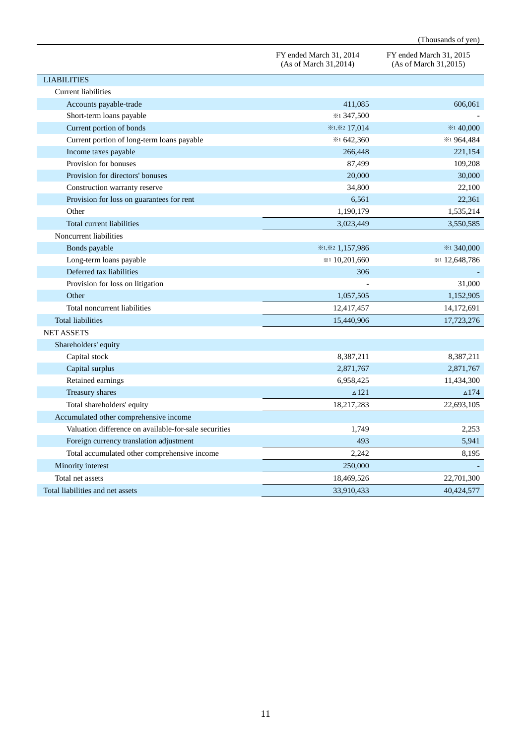(Thousands of yen)

| | FY ended March 31, 2014 (As of March 31,2014) | FY ended March 31, 2015 (As of March 31,2015) |
|---|---|---|
| LIABILITIES | | |
| Current liabilities | | |
| Accounts payable-trade | 411,085 | 606,061 |
| Short-term loans payable | ※1 347,500 | - |
| Current portion of bonds | ※1,※2 17,014 | ※1 40,000 |
| Current portion of long-term loans payable | ※1 642,360 | ※1 964,484 |
| Income taxes payable | 266,448 | 221,154 |
| Provision for bonuses | 87,499 | 109,208 |
| Provision for directors' bonuses | 20,000 | 30,000 |
| Construction warranty reserve | 34,800 | 22,100 |
| Provision for loss on guarantees for rent | 6,561 | 22,361 |
| Other | 1,190,179 | 1,535,214 |
| Total current liabilities | 3,023,449 | 3,550,585 |
| Noncurrent liabilities | | |
| Bonds payable | ※1,※2 1,157,986 | ※1 340,000 |
| Long-term loans payable | ※1 10,201,660 | ※1 12,648,786 |
| Deferred tax liabilities | 306 | - |
| Provision for loss on litigation | - | 31,000 |
| Other | 1,057,505 | 1,152,905 |
| Total noncurrent liabilities | 12,417,457 | 14,172,691 |
| Total liabilities | 15,440,906 | 17,723,276 |
| NET ASSETS | | |
| Shareholders' equity | | |
| Capital stock | 8,387,211 | 8,387,211 |
| Capital surplus | 2,871,767 | 2,871,767 |
| Retained earnings | 6,958,425 | 11,434,300 |
| Treasury shares | △121 | △174 |
| Total shareholders' equity | 18,217,283 | 22,693,105 |
| Accumulated other comprehensive income | | |
| Valuation difference on available-for-sale securities | 1,749 | 2,253 |
| Foreign currency translation adjustment | 493 | 5,941 |
| Total accumulated other comprehensive income | 2,242 | 8,195 |
| Minority interest | 250,000 | - |
| Total net assets | 18,469,526 | 22,701,300 |
| Total liabilities and net assets | 33,910,433 | 40,424,577 |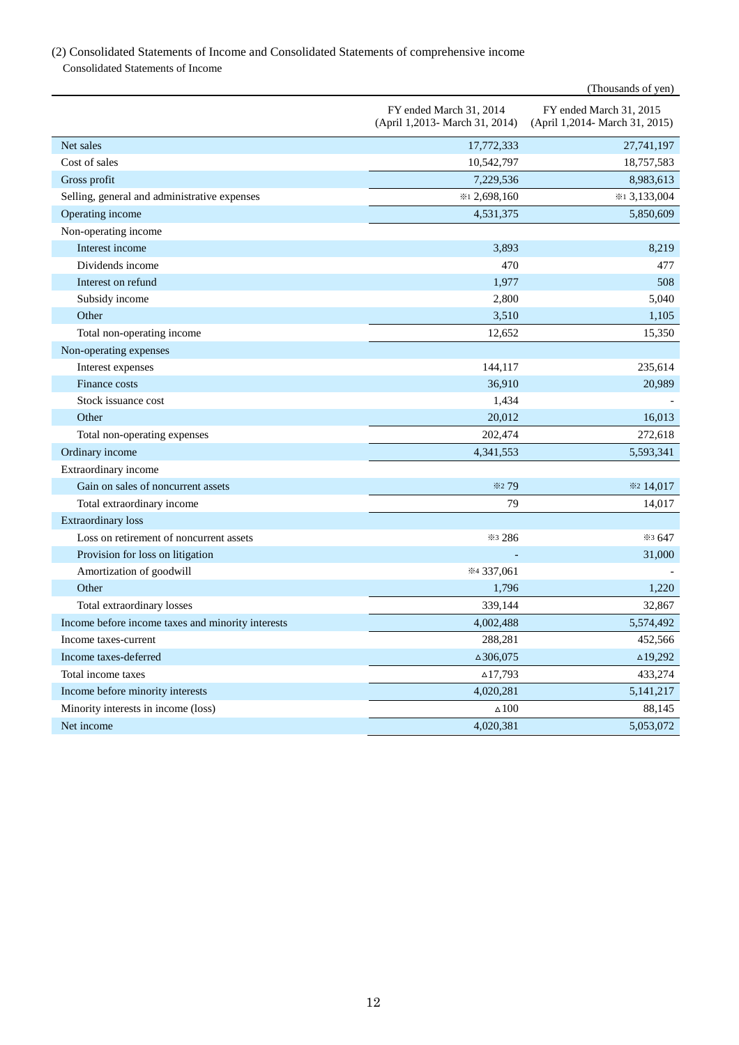(2) Consolidated Statements of Income and Consolidated Statements of comprehensive income

Consolidated Statements of Income

(Thousands of yen)

| | FY ended March 31, 2014 (April 1,2013- March 31, 2014) | FY ended March 31, 2015 (April 1,2014- March 31, 2015) |
|---|---|---|
| Net sales | 17,772,333 | 27,741,197 |
| Cost of sales | 10,542,797 | 18,757,583 |
| Gross profit | 7,229,536 | 8,983,613 |
| Selling, general and administrative expenses | ※1 2,698,160 | ※1 3,133,004 |
| Operating income | 4,531,375 | 5,850,609 |
| Non-operating income | | |
| Interest income | 3,893 | 8,219 |
| Dividends income | 470 | 477 |
| Interest on refund | 1,977 | 508 |
| Subsidy income | 2,800 | 5,040 |
| Other | 3,510 | 1,105 |
| Total non-operating income | 12,652 | 15,350 |
| Non-operating expenses | | |
| Interest expenses | 144,117 | 235,614 |
| Finance costs | 36,910 | 20,989 |
| Stock issuance cost | 1,434 | - |
| Other | 20,012 | 16,013 |
| Total non-operating expenses | 202,474 | 272,618 |
| Ordinary income | 4,341,553 | 5,593,341 |
| Extraordinary income | | |
| Gain on sales of noncurrent assets | ※2 79 | ※2 14,017 |
| Total extraordinary income | 79 | 14,017 |
| Extraordinary loss | | |
| Loss on retirement of noncurrent assets | ※3 286 | ※3 647 |
| Provision for loss on litigation | - | 31,000 |
| Amortization of goodwill | ※4 337,061 | - |
| Other | 1,796 | 1,220 |
| Total extraordinary losses | 339,144 | 32,867 |
| Income before income taxes and minority interests | 4,002,488 | 5,574,492 |
| Income taxes-current | 288,281 | 452,566 |
| Income taxes-deferred | △306,075 | △19,292 |
| Total income taxes | △17,793 | 433,274 |
| Income before minority interests | 4,020,281 | 5,141,217 |
| Minority interests in income (loss) | △100 | 88,145 |
| Net income | 4,020,381 | 5,053,072 |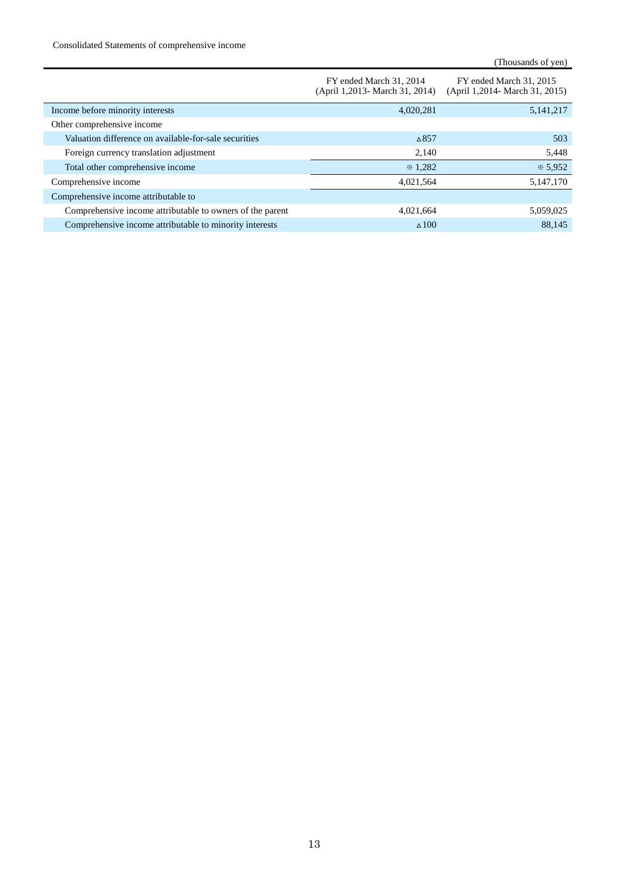Consolidated Statements of comprehensive income

(Thousands of yen)

| | FY ended March 31, 2014 (April 1,2013- March 31, 2014) | FY ended March 31, 2015 (April 1,2014- March 31, 2015) |
|---|---|---|
| Income before minority interests | 4,020,281 | 5,141,217 |
| Other comprehensive income | | |
| Valuation difference on available-for-sale securities | △857 | 503 |
| Foreign currency translation adjustment | 2,140 | 5,448 |
| Total other comprehensive income | ※ 1,282 | ※ 5,952 |
| Comprehensive income | 4,021,564 | 5,147,170 |
| Comprehensive income attributable to | | |
| Comprehensive income attributable to owners of the parent | 4,021,664 | 5,059,025 |
| Comprehensive income attributable to minority interests | △100 | 88,145 |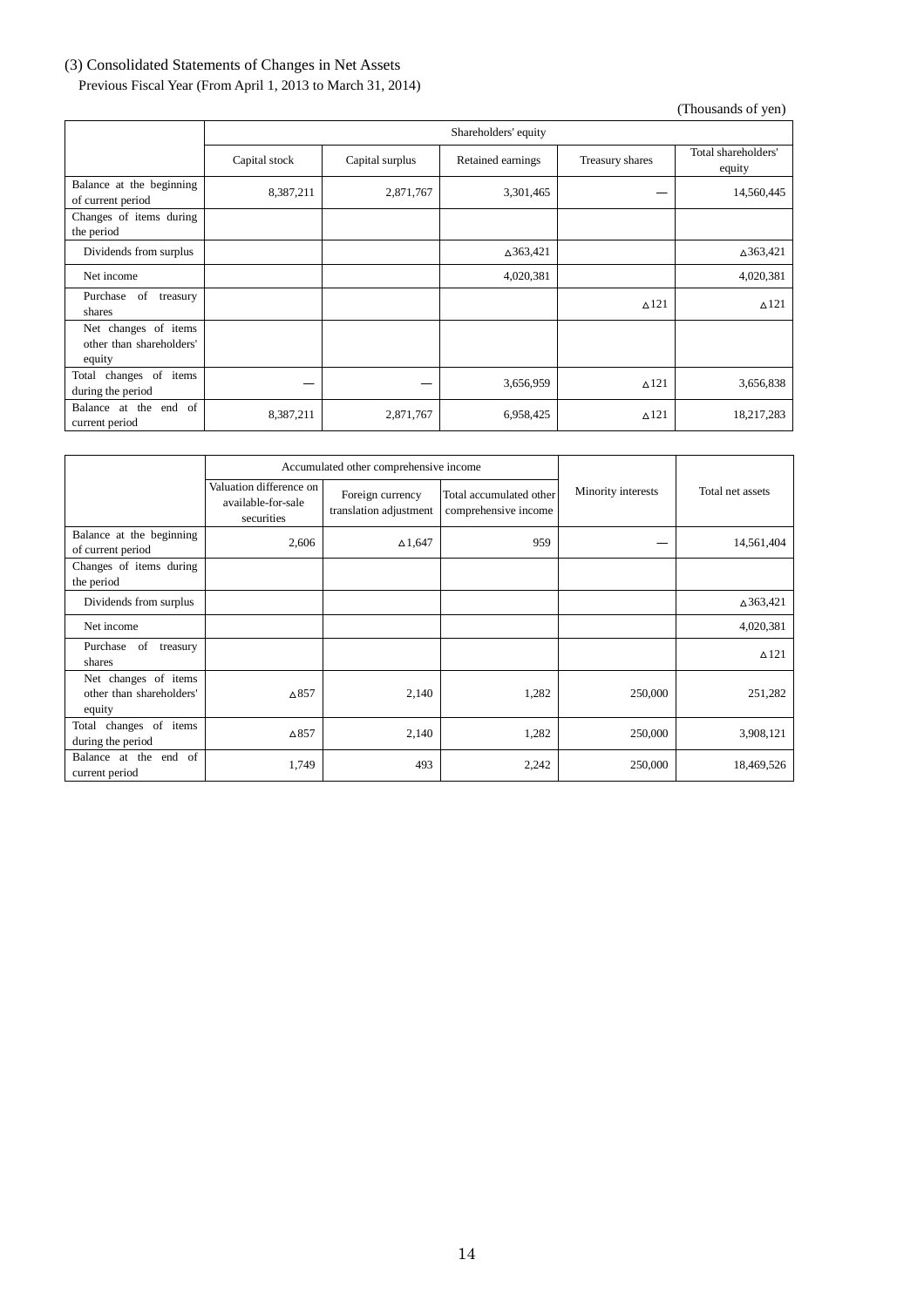(3) Consolidated Statements of Changes in Net Assets

Previous Fiscal Year (From April 1, 2013 to March 31, 2014)

(Thousands of yen)

| | Shareholders' equity | | | | |
|---|---|---|---|---|---|
| | Capital stock | Capital surplus | Retained earnings | Treasury shares | Total shareholders' equity |
| Balance at the beginning of current period | 8,387,211 | 2,871,767 | 3,301,465 | — | 14,560,445 |
| Changes of items during the period | | | | | |
| Dividends from surplus | | | △363,421 | | △363,421 |
| Net income | | | 4,020,381 | | 4,020,381 |
| Purchase of treasury shares | | | | △121 | △121 |
| Net changes of items other than shareholders' equity | | | | | |
| Total changes of items during the period | — | — | 3,656,959 | △121 | 3,656,838 |
| Balance at the end of current period | 8,387,211 | 2,871,767 | 6,958,425 | △121 | 18,217,283 |

| | Accumulated other comprehensive income | | | Minority interests | Total net assets |
|---|---|---|---|---|---|
| | Valuation difference on available-for-sale securities | Foreign currency translation adjustment | Total accumulated other comprehensive income | | |
| Balance at the beginning of current period | 2,606 | △1,647 | 959 | — | 14,561,404 |
| Changes of items during the period | | | | | |
| Dividends from surplus | | | | | △363,421 |
| Net income | | | | | 4,020,381 |
| Purchase of treasury shares | | | | | △121 |
| Net changes of items other than shareholders' equity | △857 | 2,140 | 1,282 | 250,000 | 251,282 |
| Total changes of items during the period | △857 | 2,140 | 1,282 | 250,000 | 3,908,121 |
| Balance at the end of current period | 1,749 | 493 | 2,242 | 250,000 | 18,469,526 |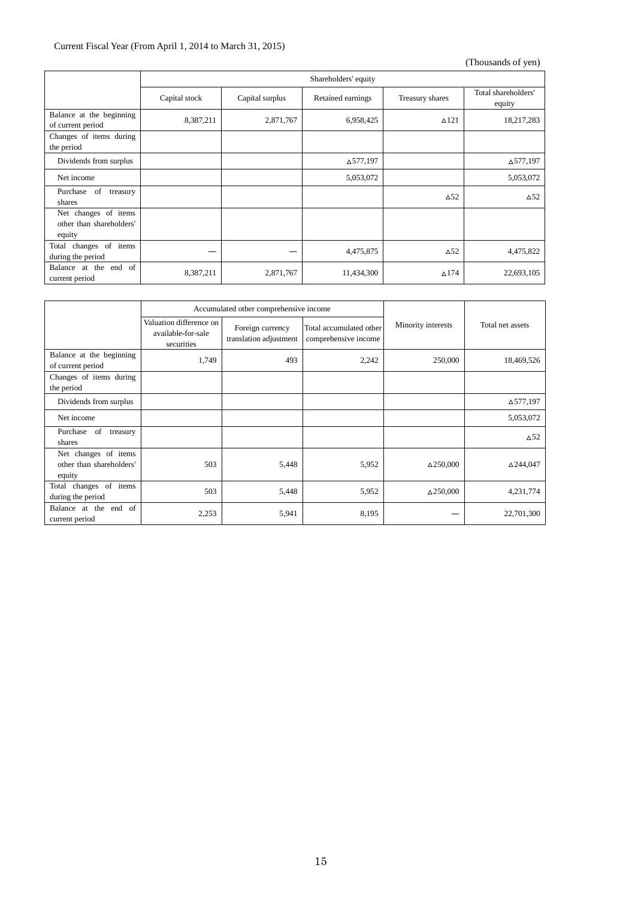Current Fiscal Year (From April 1, 2014 to March 31, 2015)

(Thousands of yen)

| | Shareholders' equity | | | | |
|---|---|---|---|---|---|
| | Capital stock | Capital surplus | Retained earnings | Treasury shares | Total shareholders' equity |
| Balance at the beginning of current period | 8,387,211 | 2,871,767 | 6,958,425 | △121 | 18,217,283 |
| Changes of items during the period | | | | | |
| Dividends from surplus | | | △577,197 | | △577,197 |
| Net income | | | 5,053,072 | | 5,053,072 |
| Purchase of treasury shares | | | | △52 | △52 |
| Net changes of items other than shareholders' equity | | | | | |
| Total changes of items during the period | ― | ― | 4,475,875 | △52 | 4,475,822 |
| Balance at the end of current period | 8,387,211 | 2,871,767 | 11,434,300 | △174 | 22,693,105 |

| | Accumulated other comprehensive income | | | Minority interests | Total net assets |
|---|---|---|---|---|---|
| | Valuation difference on available-for-sale securities | Foreign currency translation adjustment | Total accumulated other comprehensive income | | |
| Balance at the beginning of current period | 1,749 | 493 | 2,242 | 250,000 | 18,469,526 |
| Changes of items during the period | | | | | |
| Dividends from surplus | | | | | △577,197 |
| Net income | | | | | 5,053,072 |
| Purchase of treasury shares | | | | | △52 |
| Net changes of items other than shareholders' equity | 503 | 5,448 | 5,952 | △250,000 | △244,047 |
| Total changes of items during the period | 503 | 5,448 | 5,952 | △250,000 | 4,231,774 |
| Balance at the end of current period | 2,253 | 5,941 | 8,195 | ― | 22,701,300 |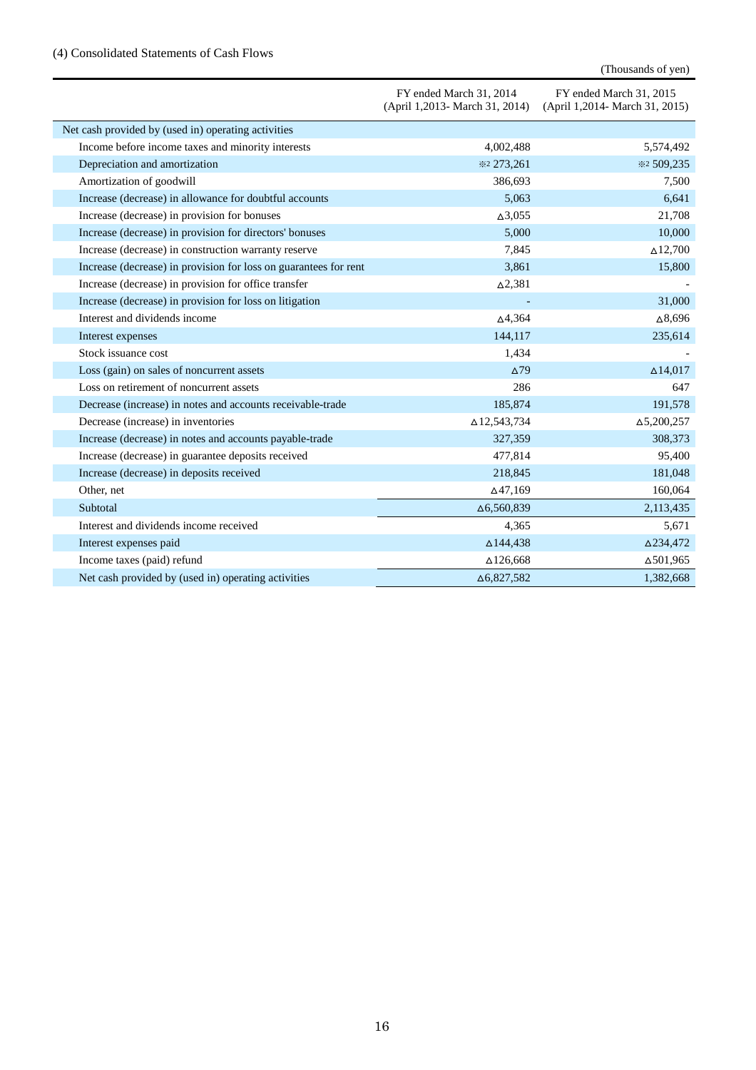(4) Consolidated Statements of Cash Flows

(Thousands of yen)

| | FY ended March 31, 2014 (April 1,2013- March 31, 2014) | FY ended March 31, 2015 (April 1,2014- March 31, 2015) |
|---|---|---|
| Net cash provided by (used in) operating activities | | |
| Income before income taxes and minority interests | 4,002,488 | 5,574,492 |
| Depreciation and amortization | ※2 273,261 | ※2 509,235 |
| Amortization of goodwill | 386,693 | 7,500 |
| Increase (decrease) in allowance for doubtful accounts | 5,063 | 6,641 |
| Increase (decrease) in provision for bonuses | △3,055 | 21,708 |
| Increase (decrease) in provision for directors' bonuses | 5,000 | 10,000 |
| Increase (decrease) in construction warranty reserve | 7,845 | △12,700 |
| Increase (decrease) in provision for loss on guarantees for rent | 3,861 | 15,800 |
| Increase (decrease) in provision for office transfer | △2,381 | - |
| Increase (decrease) in provision for loss on litigation | - | 31,000 |
| Interest and dividends income | △4,364 | △8,696 |
| Interest expenses | 144,117 | 235,614 |
| Stock issuance cost | 1,434 | - |
| Loss (gain) on sales of noncurrent assets | △79 | △14,017 |
| Loss on retirement of noncurrent assets | 286 | 647 |
| Decrease (increase) in notes and accounts receivable-trade | 185,874 | 191,578 |
| Decrease (increase) in inventories | △12,543,734 | △5,200,257 |
| Increase (decrease) in notes and accounts payable-trade | 327,359 | 308,373 |
| Increase (decrease) in guarantee deposits received | 477,814 | 95,400 |
| Increase (decrease) in deposits received | 218,845 | 181,048 |
| Other, net | △47,169 | 160,064 |
| Subtotal | △6,560,839 | 2,113,435 |
| Interest and dividends income received | 4,365 | 5,671 |
| Interest expenses paid | △144,438 | △234,472 |
| Income taxes (paid) refund | △126,668 | △501,965 |
| Net cash provided by (used in) operating activities | △6,827,582 | 1,382,668 |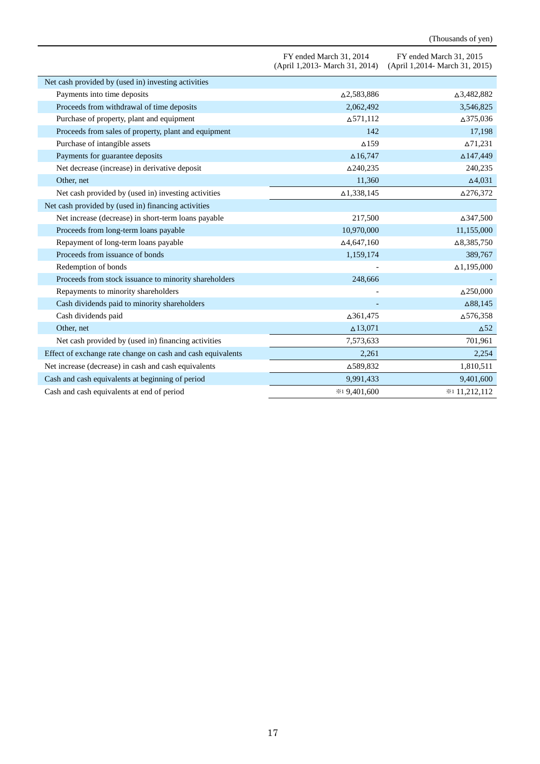(Thousands of yen)

| | FY ended March 31, 2014 (April 1,2013- March 31, 2014) | FY ended March 31, 2015 (April 1,2014- March 31, 2015) |
|---|---|---|
| Net cash provided by (used in) investing activities | | |
| Payments into time deposits | △2,583,886 | △3,482,882 |
| Proceeds from withdrawal of time deposits | 2,062,492 | 3,546,825 |
| Purchase of property, plant and equipment | △571,112 | △375,036 |
| Proceeds from sales of property, plant and equipment | 142 | 17,198 |
| Purchase of intangible assets | △159 | △71,231 |
| Payments for guarantee deposits | △16,747 | △147,449 |
| Net decrease (increase) in derivative deposit | △240,235 | 240,235 |
| Other, net | 11,360 | △4,031 |
| Net cash provided by (used in) investing activities | △1,338,145 | △276,372 |
| Net cash provided by (used in) financing activities | | |
| Net increase (decrease) in short-term loans payable | 217,500 | △347,500 |
| Proceeds from long-term loans payable | 10,970,000 | 11,155,000 |
| Repayment of long-term loans payable | △4,647,160 | △8,385,750 |
| Proceeds from issuance of bonds | 1,159,174 | 389,767 |
| Redemption of bonds | - | △1,195,000 |
| Proceeds from stock issuance to minority shareholders | 248,666 | - |
| Repayments to minority shareholders | - | △250,000 |
| Cash dividends paid to minority shareholders | - | △88,145 |
| Cash dividends paid | △361,475 | △576,358 |
| Other, net | △13,071 | △52 |
| Net cash provided by (used in) financing activities | 7,573,633 | 701,961 |
| Effect of exchange rate change on cash and cash equivalents | 2,261 | 2,254 |
| Net increase (decrease) in cash and cash equivalents | △589,832 | 1,810,511 |
| Cash and cash equivalents at beginning of period | 9,991,433 | 9,401,600 |
| Cash and cash equivalents at end of period | ※1 9,401,600 | ※1 11,212,112 |